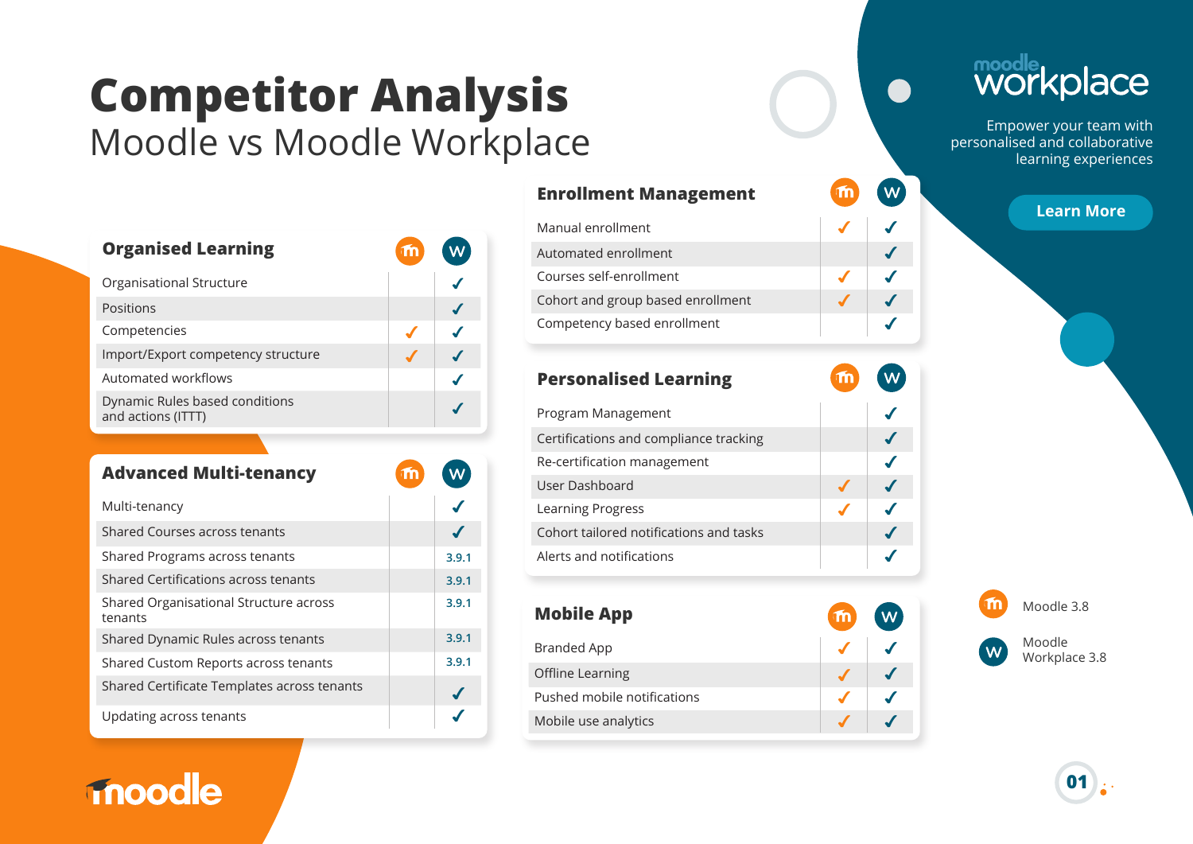# Competitor Analysis

## Moodle vs Moodle Workplace

## Organised Learning

| Feature | Moodle 3.8 | Moodle Workplace 3.8 |
|---|---|---|
| Organisational Structure | | ✓ |
| Positions | | ✓ |
| Competencies | ✓ | ✓ |
| Import/Export competency structure | ✓ | ✓ |
| Automated workflows | | ✓ |
| Dynamic Rules based conditions and actions (ITTT) | | ✓ |

## Advanced Multi-tenancy

| Feature | Moodle 3.8 | Moodle Workplace 3.8 |
|---|---|---|
| Multi-tenancy | | ✓ |
| Shared Courses across tenants | | ✓ |
| Shared Programs across tenants | | 3.9.1 |
| Shared Certifications across tenants | | 3.9.1 |
| Shared Organisational Structure across tenants | | 3.9.1 |
| Shared Dynamic Rules across tenants | | 3.9.1 |
| Shared Custom Reports across tenants | | 3.9.1 |
| Shared Certificate Templates across tenants | | ✓ |
| Updating across tenants | | ✓ |

## Enrollment Management

| Feature | Moodle 3.8 | Moodle Workplace 3.8 |
|---|---|---|
| Manual enrollment | ✓ | ✓ |
| Automated enrollment | | ✓ |
| Courses self-enrollment | ✓ | ✓ |
| Cohort and group based enrollment | ✓ | ✓ |
| Competency based enrollment | | ✓ |

## Personalised Learning

| Feature | Moodle 3.8 | Moodle Workplace 3.8 |
|---|---|---|
| Program Management | | ✓ |
| Certifications and compliance tracking | | ✓ |
| Re-certification management | | ✓ |
| User Dashboard | ✓ | ✓ |
| Learning Progress | ✓ | ✓ |
| Cohort tailored notifications and tasks | | ✓ |
| Alerts and notifications | | ✓ |

## Mobile App

| Feature | Moodle 3.8 | Moodle Workplace 3.8 |
|---|---|---|
| Branded App | ✓ | ✓ |
| Offline Learning | ✓ | ✓ |
| Pushed mobile notifications | ✓ | ✓ |
| Mobile use analytics | ✓ | ✓ |

moodle workplace

Empower your team with personalised and collaborative learning experiences

Learn More

- Moodle 3.8
- Moodle Workplace 3.8

moodle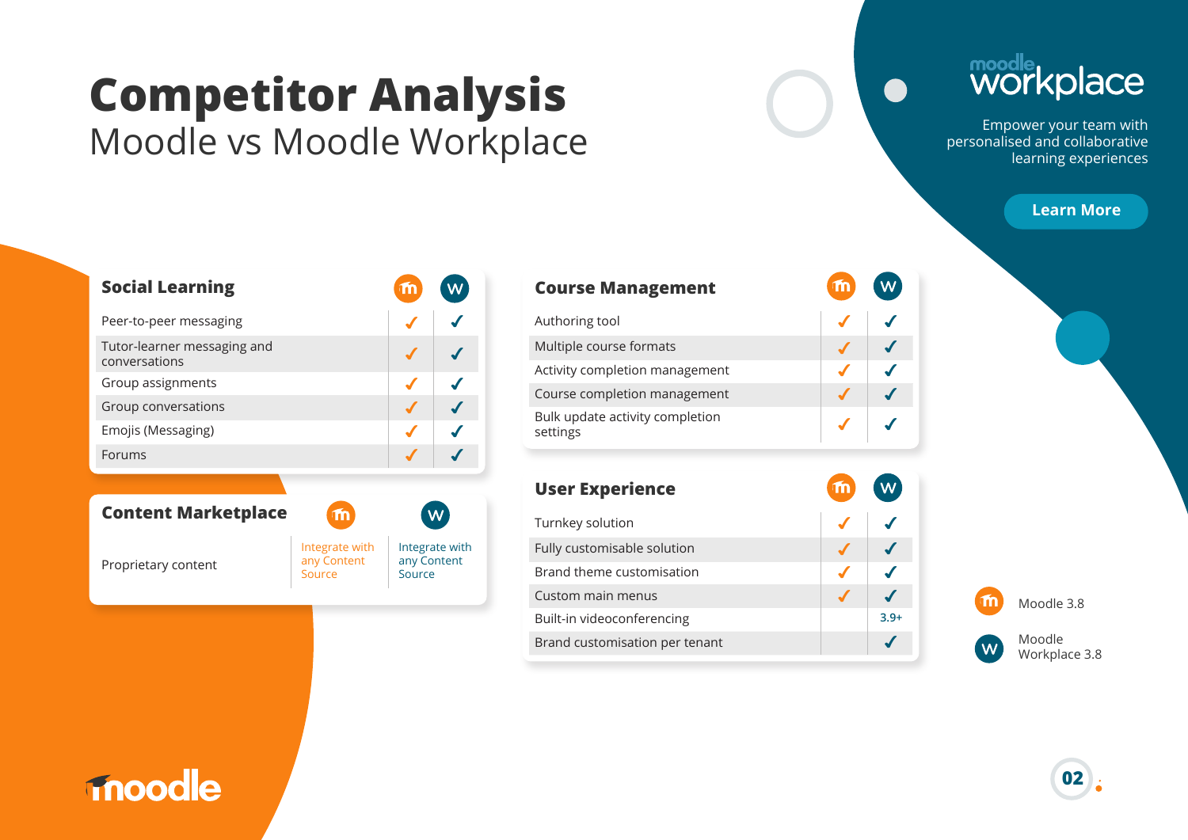# Competitor Analysis

## Moodle vs Moodle Workplace

moodle workplace

Empower your team with personalised and collaborative learning experiences

Learn More

| Social Learning | Moodle 3.8 | Moodle Workplace 3.8 |
|---|---|---|
| Peer-to-peer messaging | ✓ | ✓ |
| Tutor-learner messaging and conversations | ✓ | ✓ |
| Group assignments | ✓ | ✓ |
| Group conversations | ✓ | ✓ |
| Emojis (Messaging) | ✓ | ✓ |
| Forums | ✓ | ✓ |

| Content Marketplace | Moodle 3.8 | Moodle Workplace 3.8 |
|---|---|---|
| Proprietary content | Integrate with any Content Source | Integrate with any Content Source |

| Course Management | Moodle 3.8 | Moodle Workplace 3.8 |
|---|---|---|
| Authoring tool | ✓ | ✓ |
| Multiple course formats | ✓ | ✓ |
| Activity completion management | ✓ | ✓ |
| Course completion management | ✓ | ✓ |
| Bulk update activity completion settings | ✓ | ✓ |

| User Experience | Moodle 3.8 | Moodle Workplace 3.8 |
|---|---|---|
| Turnkey solution | ✓ | ✓ |
| Fully customisable solution | ✓ | ✓ |
| Brand theme customisation | ✓ | ✓ |
| Custom main menus | ✓ | ✓ |
| Built-in videoconferencing | | 3.9+ |
| Brand customisation per tenant | | ✓ |

Legend:
- Moodle 3.8
- Moodle Workplace 3.8

moodle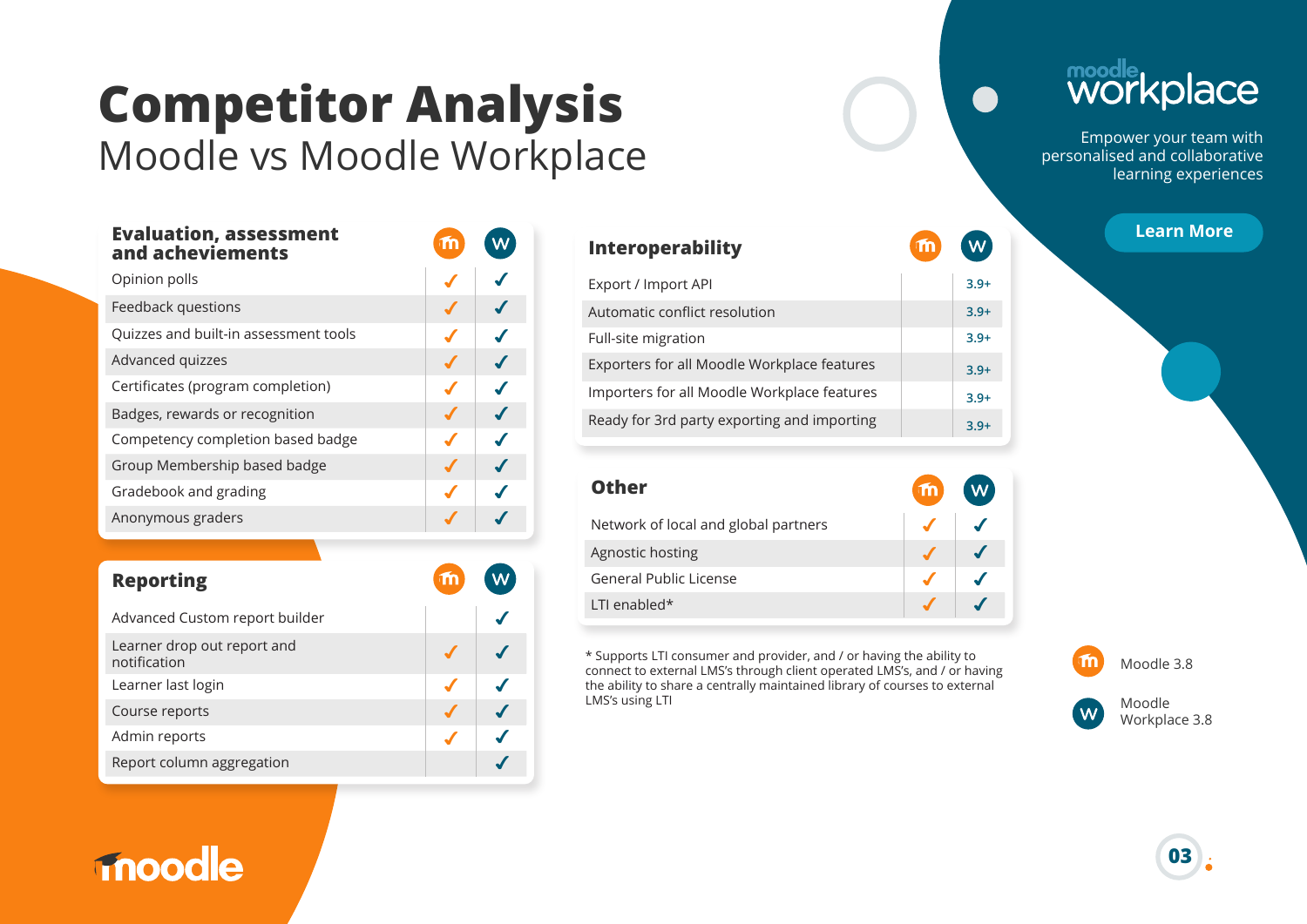# Competitor Analysis

## Moodle vs Moodle Workplace

moodle workplace

Empower your team with personalised and collaborative learning experiences

Learn More

| Evaluation, assessment and acheivements | Moodle 3.8 | Moodle Workplace 3.8 |
|---|---|---|
| Opinion polls | ✓ | ✓ |
| Feedback questions | ✓ | ✓ |
| Quizzes and built-in assessment tools | ✓ | ✓ |
| Advanced quizzes | ✓ | ✓ |
| Certificates (program completion) | ✓ | ✓ |
| Badges, rewards or recognition | ✓ | ✓ |
| Competency completion based badge | ✓ | ✓ |
| Group Membership based badge | ✓ | ✓ |
| Gradebook and grading | ✓ | ✓ |
| Anonymous graders | ✓ | ✓ |

| Reporting | Moodle 3.8 | Moodle Workplace 3.8 |
|---|---|---|
| Advanced Custom report builder | | ✓ |
| Learner drop out report and notification | ✓ | ✓ |
| Learner last login | ✓ | ✓ |
| Course reports | ✓ | ✓ |
| Admin reports | ✓ | ✓ |
| Report column aggregation | | ✓ |

| Interoperability | Moodle 3.8 | Moodle Workplace 3.8 |
|---|---|---|
| Export / Import API | | 3.9+ |
| Automatic conflict resolution | | 3.9+ |
| Full-site migration | | 3.9+ |
| Exporters for all Moodle Workplace features | | 3.9+ |
| Importers for all Moodle Workplace features | | 3.9+ |
| Ready for 3rd party exporting and importing | | 3.9+ |

| Other | Moodle 3.8 | Moodle Workplace 3.8 |
|---|---|---|
| Network of local and global partners | ✓ | ✓ |
| Agnostic hosting | ✓ | ✓ |
| General Public License | ✓ | ✓ |
| LTI enabled* | ✓ | ✓ |

* Supports LTI consumer and provider, and / or having the ability to connect to external LMS's through client operated LMS's, and / or having the ability to share a centrally maintained library of courses to external LMS's using LTI

Moodle 3.8

Moodle Workplace 3.8

moodle